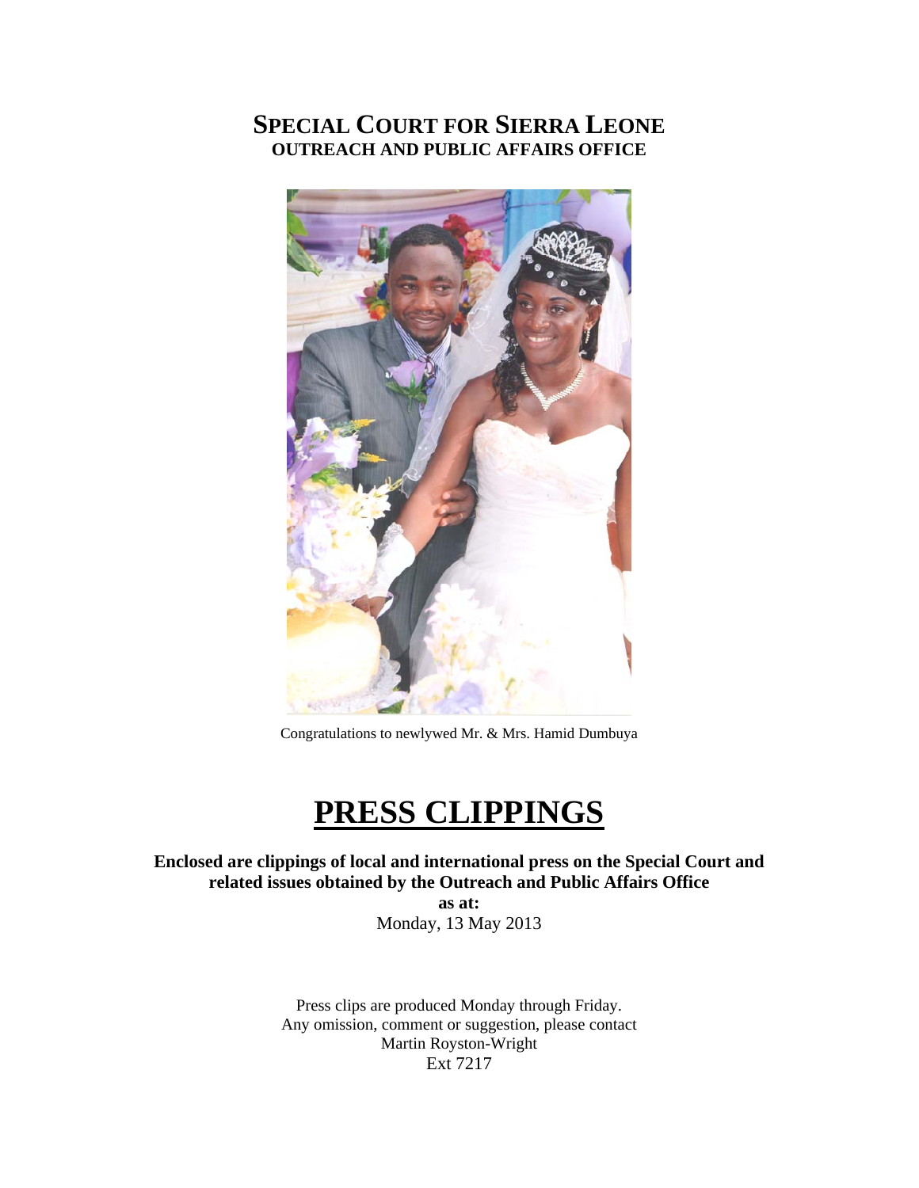# SPECIAL COURT FOR SIERRA LEONE
## OUTREACH AND PUBLIC AFFAIRS OFFICE

Congratulations to newlywed Mr. & Mrs. Hamid Dumbuya

# PRESS CLIPPINGS

**Enclosed are clippings of local and international press on the Special Court and related issues obtained by the Outreach and Public Affairs Office**

**as at:**

Monday, 13 May 2013

Press clips are produced Monday through Friday.
Any omission, comment or suggestion, please contact
Martin Royston-Wright
Ext 7217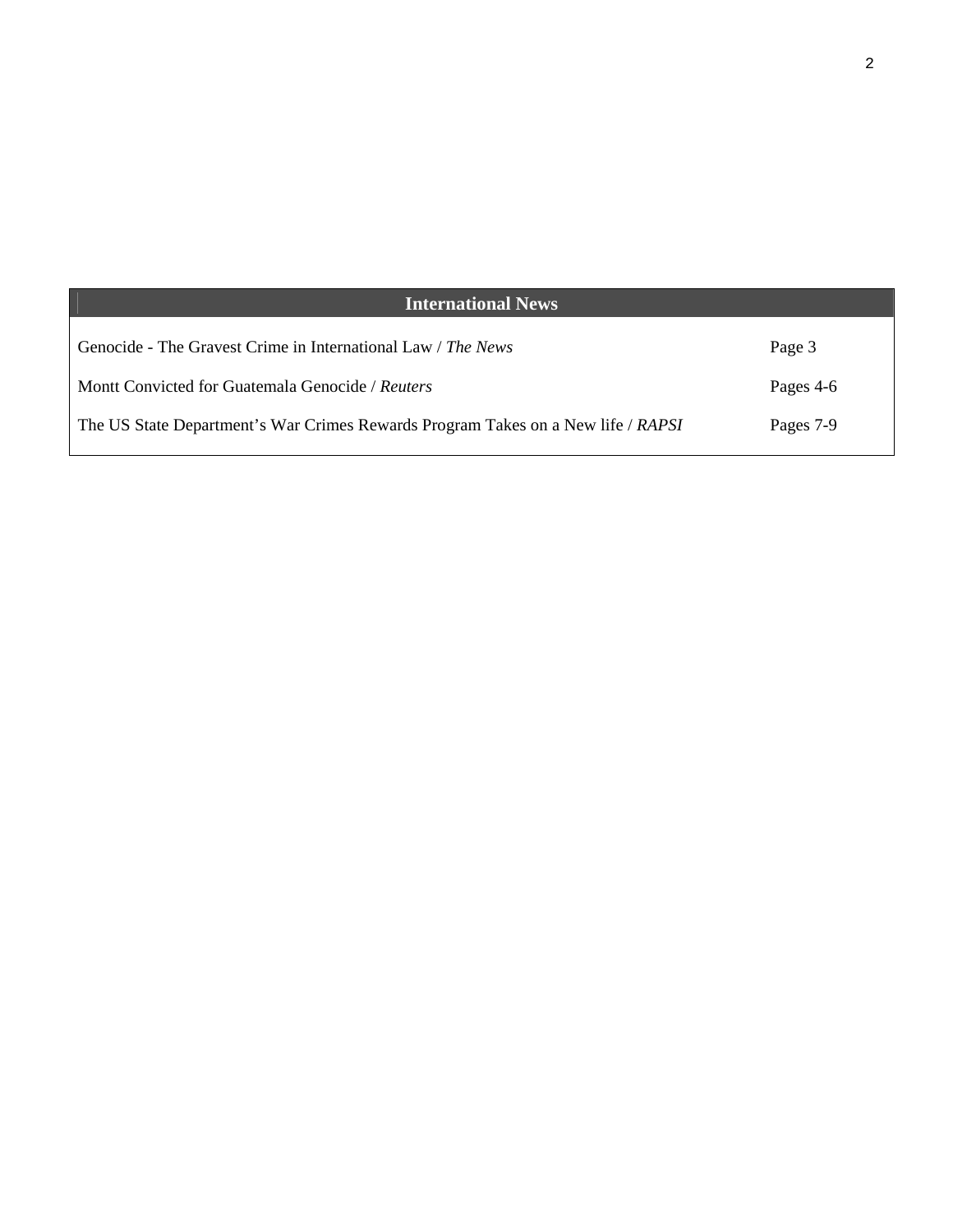| International News | |
|---|---|
| Genocide - The Gravest Crime in International Law / *The News* | Page 3 |
| Montt Convicted for Guatemala Genocide / *Reuters* | Pages 4-6 |
| The US State Department's War Crimes Rewards Program Takes on a New life / *RAPSI* | Pages 7-9 |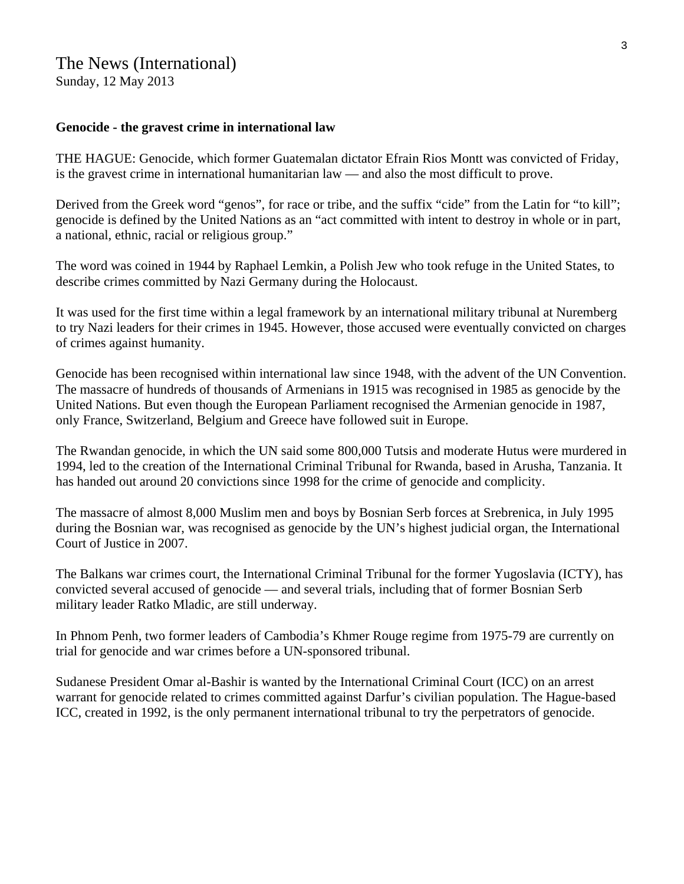The News (International)
Sunday, 12 May 2013

**Genocide - the gravest crime in international law**

THE HAGUE: Genocide, which former Guatemalan dictator Efrain Rios Montt was convicted of Friday, is the gravest crime in international humanitarian law — and also the most difficult to prove.

Derived from the Greek word “genos”, for race or tribe, and the suffix “cide” from the Latin for “to kill”; genocide is defined by the United Nations as an “act committed with intent to destroy in whole or in part, a national, ethnic, racial or religious group.”

The word was coined in 1944 by Raphael Lemkin, a Polish Jew who took refuge in the United States, to describe crimes committed by Nazi Germany during the Holocaust.

It was used for the first time within a legal framework by an international military tribunal at Nuremberg to try Nazi leaders for their crimes in 1945. However, those accused were eventually convicted on charges of crimes against humanity.

Genocide has been recognised within international law since 1948, with the advent of the UN Convention. The massacre of hundreds of thousands of Armenians in 1915 was recognised in 1985 as genocide by the United Nations. But even though the European Parliament recognised the Armenian genocide in 1987, only France, Switzerland, Belgium and Greece have followed suit in Europe.

The Rwandan genocide, in which the UN said some 800,000 Tutsis and moderate Hutus were murdered in 1994, led to the creation of the International Criminal Tribunal for Rwanda, based in Arusha, Tanzania. It has handed out around 20 convictions since 1998 for the crime of genocide and complicity.

The massacre of almost 8,000 Muslim men and boys by Bosnian Serb forces at Srebrenica, in July 1995 during the Bosnian war, was recognised as genocide by the UN’s highest judicial organ, the International Court of Justice in 2007.

The Balkans war crimes court, the International Criminal Tribunal for the former Yugoslavia (ICTY), has convicted several accused of genocide — and several trials, including that of former Bosnian Serb military leader Ratko Mladic, are still underway.

In Phnom Penh, two former leaders of Cambodia’s Khmer Rouge regime from 1975-79 are currently on trial for genocide and war crimes before a UN-sponsored tribunal.

Sudanese President Omar al-Bashir is wanted by the International Criminal Court (ICC) on an arrest warrant for genocide related to crimes committed against Darfur’s civilian population. The Hague-based ICC, created in 1992, is the only permanent international tribunal to try the perpetrators of genocide.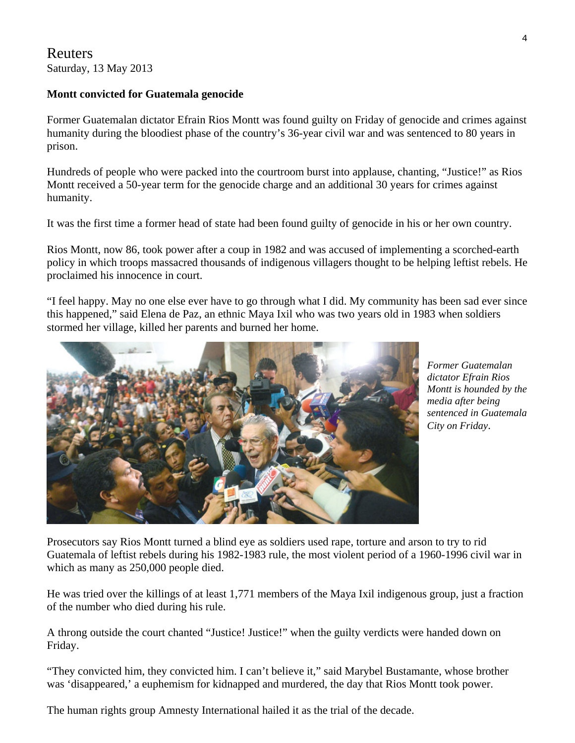Reuters
Saturday, 13 May 2013

**Montt convicted for Guatemala genocide**

Former Guatemalan dictator Efrain Rios Montt was found guilty on Friday of genocide and crimes against humanity during the bloodiest phase of the country's 36-year civil war and was sentenced to 80 years in prison.

Hundreds of people who were packed into the courtroom burst into applause, chanting, "Justice!" as Rios Montt received a 50-year term for the genocide charge and an additional 30 years for crimes against humanity.

It was the first time a former head of state had been found guilty of genocide in his or her own country.

Rios Montt, now 86, took power after a coup in 1982 and was accused of implementing a scorched-earth policy in which troops massacred thousands of indigenous villagers thought to be helping leftist rebels. He proclaimed his innocence in court.

"I feel happy. May no one else ever have to go through what I did. My community has been sad ever since this happened," said Elena de Paz, an ethnic Maya Ixil who was two years old in 1983 when soldiers stormed her village, killed her parents and burned her home.

*Former Guatemalan dictator Efrain Rios Montt is hounded by the media after being sentenced in Guatemala City on Friday.*

Prosecutors say Rios Montt turned a blind eye as soldiers used rape, torture and arson to try to rid Guatemala of leftist rebels during his 1982-1983 rule, the most violent period of a 1960-1996 civil war in which as many as 250,000 people died.

He was tried over the killings of at least 1,771 members of the Maya Ixil indigenous group, just a fraction of the number who died during his rule.

A throng outside the court chanted "Justice! Justice!" when the guilty verdicts were handed down on Friday.

"They convicted him, they convicted him. I can't believe it," said Marybel Bustamante, whose brother was 'disappeared,' a euphemism for kidnapped and murdered, the day that Rios Montt took power.

The human rights group Amnesty International hailed it as the trial of the decade.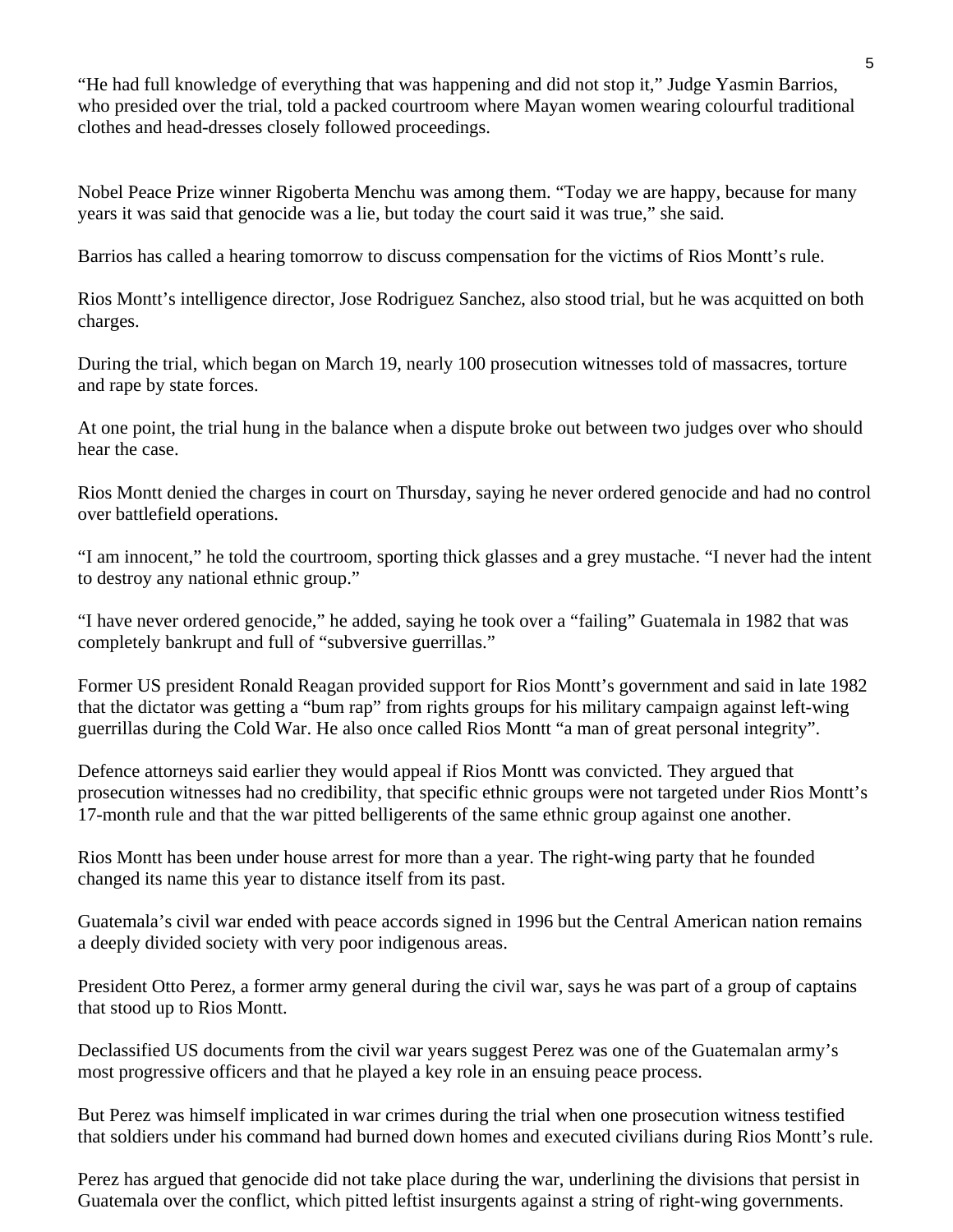"He had full knowledge of everything that was happening and did not stop it," Judge Yasmin Barrios, who presided over the trial, told a packed courtroom where Mayan women wearing colourful traditional clothes and head-dresses closely followed proceedings.

Nobel Peace Prize winner Rigoberta Menchu was among them. "Today we are happy, because for many years it was said that genocide was a lie, but today the court said it was true," she said.

Barrios has called a hearing tomorrow to discuss compensation for the victims of Rios Montt's rule.

Rios Montt's intelligence director, Jose Rodriguez Sanchez, also stood trial, but he was acquitted on both charges.

During the trial, which began on March 19, nearly 100 prosecution witnesses told of massacres, torture and rape by state forces.

At one point, the trial hung in the balance when a dispute broke out between two judges over who should hear the case.

Rios Montt denied the charges in court on Thursday, saying he never ordered genocide and had no control over battlefield operations.

"I am innocent," he told the courtroom, sporting thick glasses and a grey mustache. "I never had the intent to destroy any national ethnic group."

"I have never ordered genocide," he added, saying he took over a "failing" Guatemala in 1982 that was completely bankrupt and full of "subversive guerrillas."

Former US president Ronald Reagan provided support for Rios Montt's government and said in late 1982 that the dictator was getting a "bum rap" from rights groups for his military campaign against left-wing guerrillas during the Cold War. He also once called Rios Montt "a man of great personal integrity".

Defence attorneys said earlier they would appeal if Rios Montt was convicted. They argued that prosecution witnesses had no credibility, that specific ethnic groups were not targeted under Rios Montt's 17-month rule and that the war pitted belligerents of the same ethnic group against one another.

Rios Montt has been under house arrest for more than a year. The right-wing party that he founded changed its name this year to distance itself from its past.

Guatemala's civil war ended with peace accords signed in 1996 but the Central American nation remains a deeply divided society with very poor indigenous areas.

President Otto Perez, a former army general during the civil war, says he was part of a group of captains that stood up to Rios Montt.

Declassified US documents from the civil war years suggest Perez was one of the Guatemalan army's most progressive officers and that he played a key role in an ensuing peace process.

But Perez was himself implicated in war crimes during the trial when one prosecution witness testified that soldiers under his command had burned down homes and executed civilians during Rios Montt's rule.

Perez has argued that genocide did not take place during the war, underlining the divisions that persist in Guatemala over the conflict, which pitted leftist insurgents against a string of right-wing governments.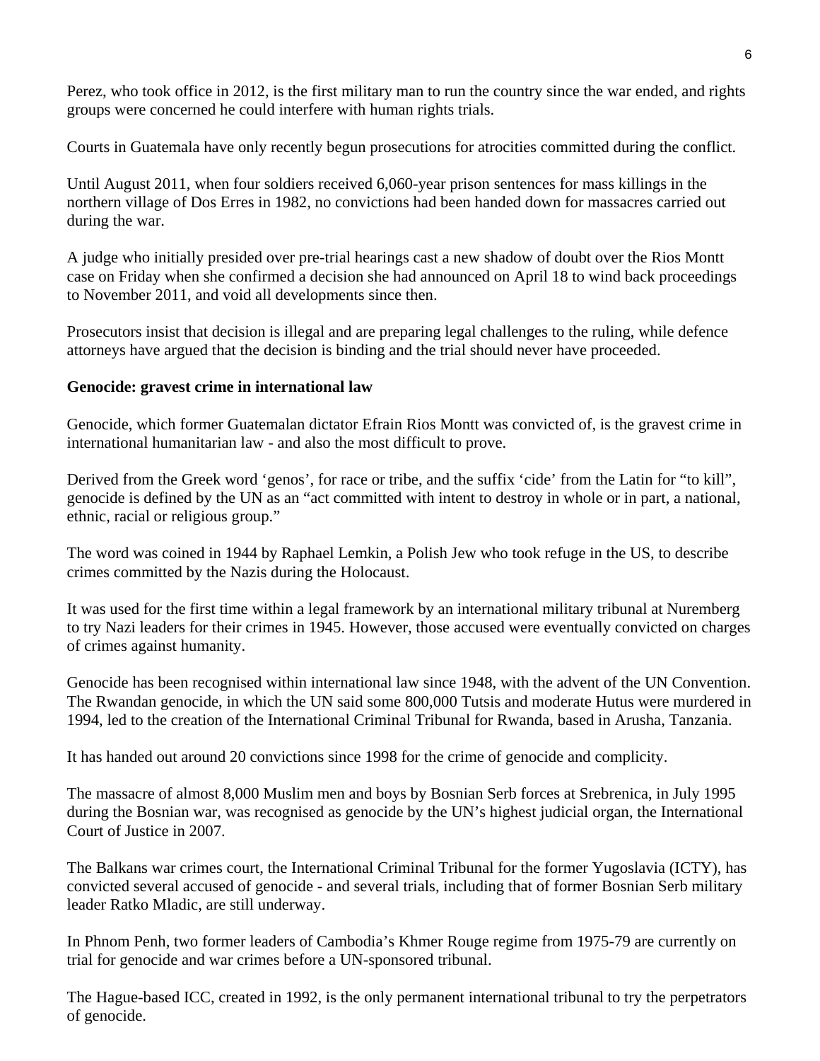Perez, who took office in 2012, is the first military man to run the country since the war ended, and rights groups were concerned he could interfere with human rights trials.

Courts in Guatemala have only recently begun prosecutions for atrocities committed during the conflict.

Until August 2011, when four soldiers received 6,060-year prison sentences for mass killings in the northern village of Dos Erres in 1982, no convictions had been handed down for massacres carried out during the war.

A judge who initially presided over pre-trial hearings cast a new shadow of doubt over the Rios Montt case on Friday when she confirmed a decision she had announced on April 18 to wind back proceedings to November 2011, and void all developments since then.

Prosecutors insist that decision is illegal and are preparing legal challenges to the ruling, while defence attorneys have argued that the decision is binding and the trial should never have proceeded.

**Genocide: gravest crime in international law**

Genocide, which former Guatemalan dictator Efrain Rios Montt was convicted of, is the gravest crime in international humanitarian law - and also the most difficult to prove.

Derived from the Greek word ‘genos’, for race or tribe, and the suffix ‘cide’ from the Latin for “to kill”, genocide is defined by the UN as an “act committed with intent to destroy in whole or in part, a national, ethnic, racial or religious group.”

The word was coined in 1944 by Raphael Lemkin, a Polish Jew who took refuge in the US, to describe crimes committed by the Nazis during the Holocaust.

It was used for the first time within a legal framework by an international military tribunal at Nuremberg to try Nazi leaders for their crimes in 1945. However, those accused were eventually convicted on charges of crimes against humanity.

Genocide has been recognised within international law since 1948, with the advent of the UN Convention. The Rwandan genocide, in which the UN said some 800,000 Tutsis and moderate Hutus were murdered in 1994, led to the creation of the International Criminal Tribunal for Rwanda, based in Arusha, Tanzania.

It has handed out around 20 convictions since 1998 for the crime of genocide and complicity.

The massacre of almost 8,000 Muslim men and boys by Bosnian Serb forces at Srebrenica, in July 1995 during the Bosnian war, was recognised as genocide by the UN’s highest judicial organ, the International Court of Justice in 2007.

The Balkans war crimes court, the International Criminal Tribunal for the former Yugoslavia (ICTY), has convicted several accused of genocide - and several trials, including that of former Bosnian Serb military leader Ratko Mladic, are still underway.

In Phnom Penh, two former leaders of Cambodia’s Khmer Rouge regime from 1975-79 are currently on trial for genocide and war crimes before a UN-sponsored tribunal.

The Hague-based ICC, created in 1992, is the only permanent international tribunal to try the perpetrators of genocide.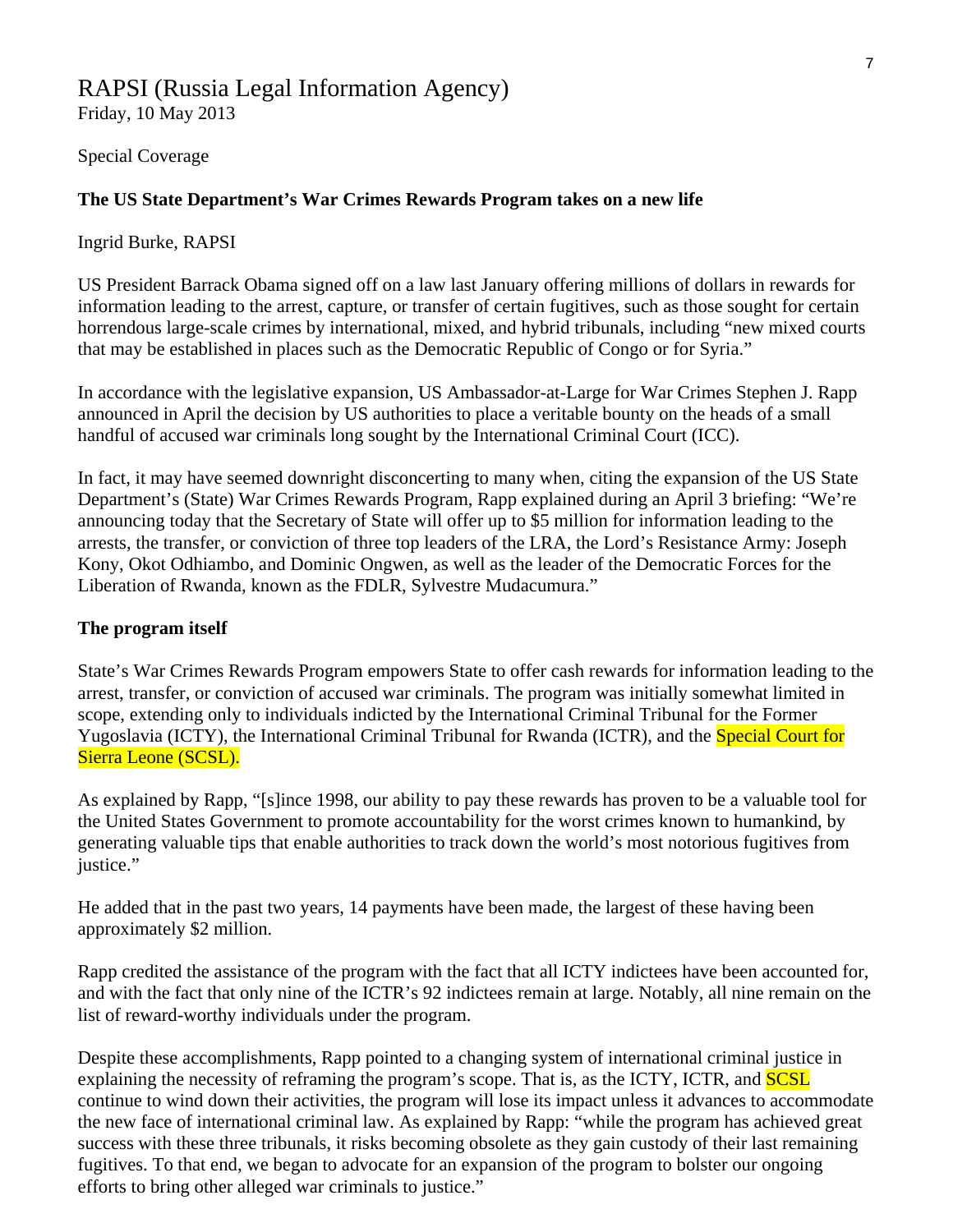# RAPSI (Russia Legal Information Agency)

Friday, 10 May 2013

Special Coverage

**The US State Department's War Crimes Rewards Program takes on a new life**

Ingrid Burke, RAPSI

US President Barrack Obama signed off on a law last January offering millions of dollars in rewards for information leading to the arrest, capture, or transfer of certain fugitives, such as those sought for certain horrendous large-scale crimes by international, mixed, and hybrid tribunals, including "new mixed courts that may be established in places such as the Democratic Republic of Congo or for Syria."

In accordance with the legislative expansion, US Ambassador-at-Large for War Crimes Stephen J. Rapp announced in April the decision by US authorities to place a veritable bounty on the heads of a small handful of accused war criminals long sought by the International Criminal Court (ICC).

In fact, it may have seemed downright disconcerting to many when, citing the expansion of the US State Department's (State) War Crimes Rewards Program, Rapp explained during an April 3 briefing: "We're announcing today that the Secretary of State will offer up to $5 million for information leading to the arrests, the transfer, or conviction of three top leaders of the LRA, the Lord's Resistance Army: Joseph Kony, Okot Odhiambo, and Dominic Ongwen, as well as the leader of the Democratic Forces for the Liberation of Rwanda, known as the FDLR, Sylvestre Mudacumura."

**The program itself**

State's War Crimes Rewards Program empowers State to offer cash rewards for information leading to the arrest, transfer, or conviction of accused war criminals. The program was initially somewhat limited in scope, extending only to individuals indicted by the International Criminal Tribunal for the Former Yugoslavia (ICTY), the International Criminal Tribunal for Rwanda (ICTR), and the Special Court for Sierra Leone (SCSL).

As explained by Rapp, "[s]ince 1998, our ability to pay these rewards has proven to be a valuable tool for the United States Government to promote accountability for the worst crimes known to humankind, by generating valuable tips that enable authorities to track down the world's most notorious fugitives from justice."

He added that in the past two years, 14 payments have been made, the largest of these having been approximately $2 million.

Rapp credited the assistance of the program with the fact that all ICTY indictees have been accounted for, and with the fact that only nine of the ICTR's 92 indictees remain at large. Notably, all nine remain on the list of reward-worthy individuals under the program.

Despite these accomplishments, Rapp pointed to a changing system of international criminal justice in explaining the necessity of reframing the program's scope. That is, as the ICTY, ICTR, and SCSL continue to wind down their activities, the program will lose its impact unless it advances to accommodate the new face of international criminal law. As explained by Rapp: "while the program has achieved great success with these three tribunals, it risks becoming obsolete as they gain custody of their last remaining fugitives. To that end, we began to advocate for an expansion of the program to bolster our ongoing efforts to bring other alleged war criminals to justice."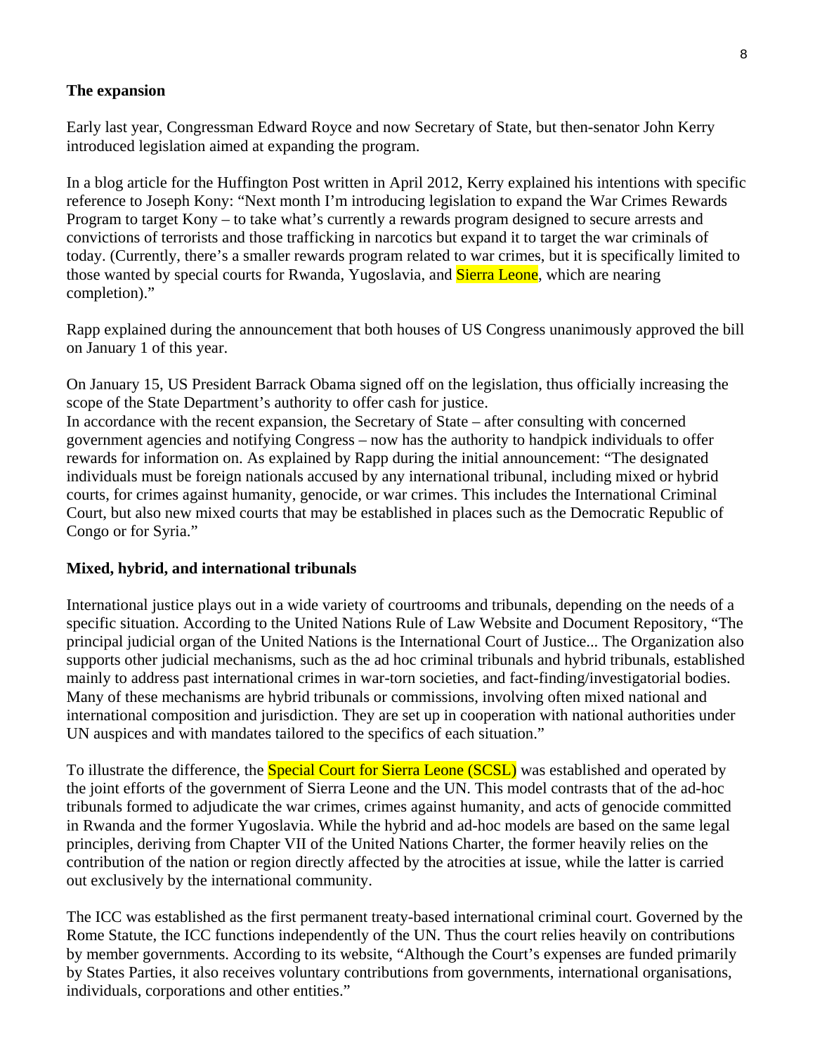**The expansion**

Early last year, Congressman Edward Royce and now Secretary of State, but then-senator John Kerry introduced legislation aimed at expanding the program.

In a blog article for the Huffington Post written in April 2012, Kerry explained his intentions with specific reference to Joseph Kony: "Next month I'm introducing legislation to expand the War Crimes Rewards Program to target Kony – to take what's currently a rewards program designed to secure arrests and convictions of terrorists and those trafficking in narcotics but expand it to target the war criminals of today. (Currently, there's a smaller rewards program related to war crimes, but it is specifically limited to those wanted by special courts for Rwanda, Yugoslavia, and Sierra Leone, which are nearing completion)."

Rapp explained during the announcement that both houses of US Congress unanimously approved the bill on January 1 of this year.

On January 15, US President Barrack Obama signed off on the legislation, thus officially increasing the scope of the State Department's authority to offer cash for justice.
In accordance with the recent expansion, the Secretary of State – after consulting with concerned government agencies and notifying Congress – now has the authority to handpick individuals to offer rewards for information on. As explained by Rapp during the initial announcement: "The designated individuals must be foreign nationals accused by any international tribunal, including mixed or hybrid courts, for crimes against humanity, genocide, or war crimes. This includes the International Criminal Court, but also new mixed courts that may be established in places such as the Democratic Republic of Congo or for Syria."

**Mixed, hybrid, and international tribunals**

International justice plays out in a wide variety of courtrooms and tribunals, depending on the needs of a specific situation. According to the United Nations Rule of Law Website and Document Repository, "The principal judicial organ of the United Nations is the International Court of Justice... The Organization also supports other judicial mechanisms, such as the ad hoc criminal tribunals and hybrid tribunals, established mainly to address past international crimes in war-torn societies, and fact-finding/investigatorial bodies. Many of these mechanisms are hybrid tribunals or commissions, involving often mixed national and international composition and jurisdiction. They are set up in cooperation with national authorities under UN auspices and with mandates tailored to the specifics of each situation."

To illustrate the difference, the Special Court for Sierra Leone (SCSL) was established and operated by the joint efforts of the government of Sierra Leone and the UN. This model contrasts that of the ad-hoc tribunals formed to adjudicate the war crimes, crimes against humanity, and acts of genocide committed in Rwanda and the former Yugoslavia. While the hybrid and ad-hoc models are based on the same legal principles, deriving from Chapter VII of the United Nations Charter, the former heavily relies on the contribution of the nation or region directly affected by the atrocities at issue, while the latter is carried out exclusively by the international community.

The ICC was established as the first permanent treaty-based international criminal court. Governed by the Rome Statute, the ICC functions independently of the UN. Thus the court relies heavily on contributions by member governments. According to its website, "Although the Court's expenses are funded primarily by States Parties, it also receives voluntary contributions from governments, international organisations, individuals, corporations and other entities."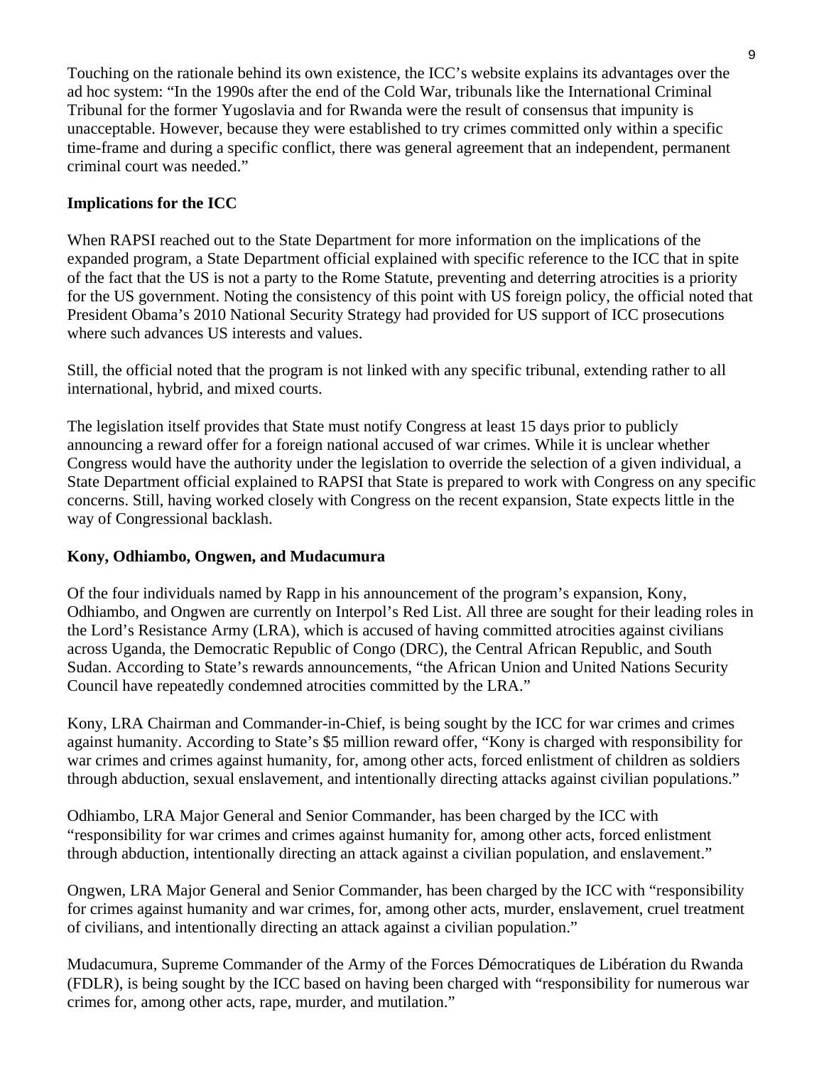Touching on the rationale behind its own existence, the ICC's website explains its advantages over the ad hoc system: "In the 1990s after the end of the Cold War, tribunals like the International Criminal Tribunal for the former Yugoslavia and for Rwanda were the result of consensus that impunity is unacceptable. However, because they were established to try crimes committed only within a specific time-frame and during a specific conflict, there was general agreement that an independent, permanent criminal court was needed."

**Implications for the ICC**

When RAPSI reached out to the State Department for more information on the implications of the expanded program, a State Department official explained with specific reference to the ICC that in spite of the fact that the US is not a party to the Rome Statute, preventing and deterring atrocities is a priority for the US government. Noting the consistency of this point with US foreign policy, the official noted that President Obama's 2010 National Security Strategy had provided for US support of ICC prosecutions where such advances US interests and values.

Still, the official noted that the program is not linked with any specific tribunal, extending rather to all international, hybrid, and mixed courts.

The legislation itself provides that State must notify Congress at least 15 days prior to publicly announcing a reward offer for a foreign national accused of war crimes. While it is unclear whether Congress would have the authority under the legislation to override the selection of a given individual, a State Department official explained to RAPSI that State is prepared to work with Congress on any specific concerns. Still, having worked closely with Congress on the recent expansion, State expects little in the way of Congressional backlash.

**Kony, Odhiambo, Ongwen, and Mudacumura**

Of the four individuals named by Rapp in his announcement of the program's expansion, Kony, Odhiambo, and Ongwen are currently on Interpol's Red List. All three are sought for their leading roles in the Lord's Resistance Army (LRA), which is accused of having committed atrocities against civilians across Uganda, the Democratic Republic of Congo (DRC), the Central African Republic, and South Sudan. According to State's rewards announcements, "the African Union and United Nations Security Council have repeatedly condemned atrocities committed by the LRA."

Kony, LRA Chairman and Commander-in-Chief, is being sought by the ICC for war crimes and crimes against humanity. According to State's $5 million reward offer, "Kony is charged with responsibility for war crimes and crimes against humanity, for, among other acts, forced enlistment of children as soldiers through abduction, sexual enslavement, and intentionally directing attacks against civilian populations."

Odhiambo, LRA Major General and Senior Commander, has been charged by the ICC with "responsibility for war crimes and crimes against humanity for, among other acts, forced enlistment through abduction, intentionally directing an attack against a civilian population, and enslavement."

Ongwen, LRA Major General and Senior Commander, has been charged by the ICC with "responsibility for crimes against humanity and war crimes, for, among other acts, murder, enslavement, cruel treatment of civilians, and intentionally directing an attack against a civilian population."

Mudacumura, Supreme Commander of the Army of the Forces Démocratiques de Libération du Rwanda (FDLR), is being sought by the ICC based on having been charged with "responsibility for numerous war crimes for, among other acts, rape, murder, and mutilation."